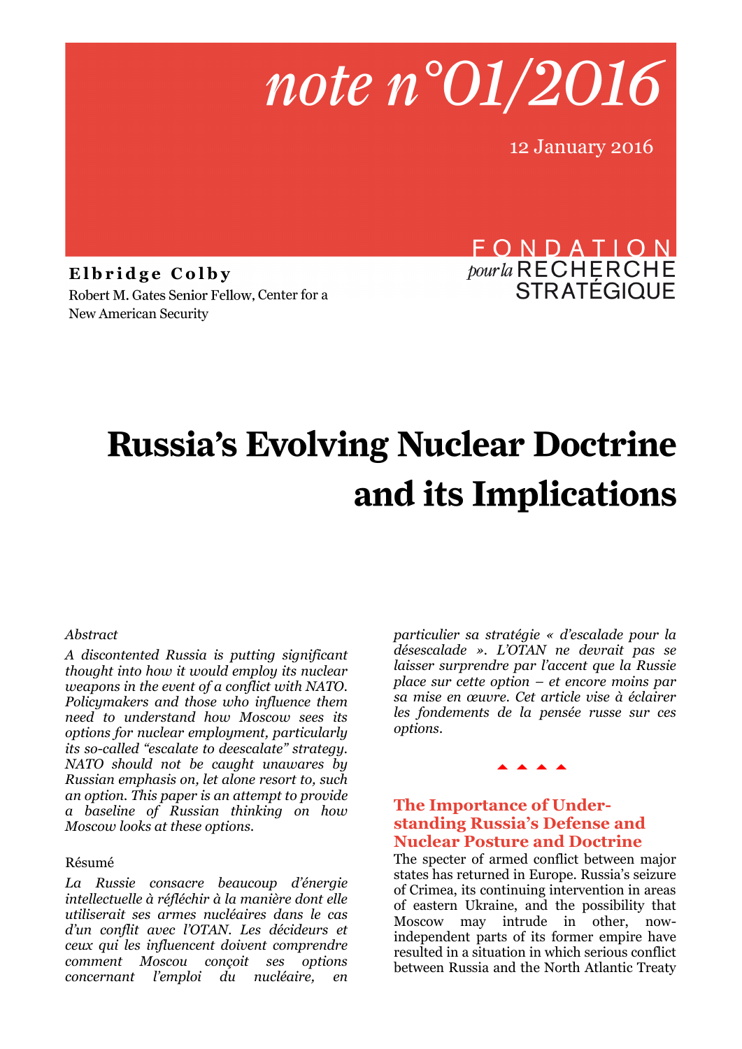*note n°01/2016*

12 January 2016

**Elbridge Colby**
Robert M. Gates Senior Fellow, Center for a New American Security

FONDATION pour la RECHERCHE STRATÉGIQUE

# Russia's Evolving Nuclear Doctrine and its Implications

*Abstract*

*A discontented Russia is putting significant thought into how it would employ its nuclear weapons in the event of a conflict with NATO. Policymakers and those who influence them need to understand how Moscow sees its options for nuclear employment, particularly its so-called "escalate to deescalate" strategy. NATO should not be caught unawares by Russian emphasis on, let alone resort to, such an option. This paper is an attempt to provide a baseline of Russian thinking on how Moscow looks at these options.*

Résumé

*La Russie consacre beaucoup d'énergie intellectuelle à réfléchir à la manière dont elle utiliserait ses armes nucléaires dans le cas d'un conflit avec l'OTAN. Les décideurs et ceux qui les influencent doivent comprendre comment Moscou conçoit ses options concernant l'emploi du nucléaire, en particulier sa stratégie « d'escalade pour la désescalade ». L'OTAN ne devrait pas se laisser surprendre par l'accent que la Russie place sur cette option – et encore moins par sa mise en œuvre. Cet article vise à éclairer les fondements de la pensée russe sur ces options.*

## The Importance of Understanding Russia's Defense and Nuclear Posture and Doctrine

The specter of armed conflict between major states has returned in Europe. Russia's seizure of Crimea, its continuing intervention in areas of eastern Ukraine, and the possibility that Moscow may intrude in other, now-independent parts of its former empire have resulted in a situation in which serious conflict between Russia and the North Atlantic Treaty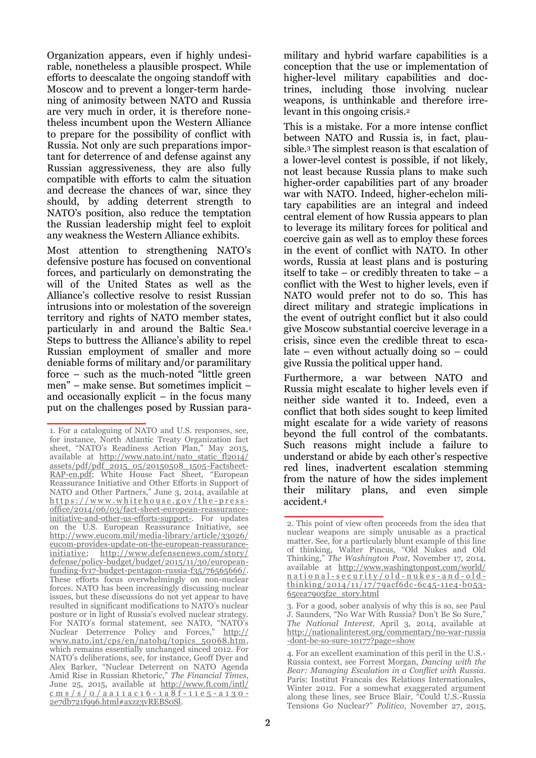Organization appears, even if highly undesirable, nonetheless a plausible prospect. While efforts to deescalate the ongoing standoff with Moscow and to prevent a longer-term hardening of animosity between NATO and Russia are very much in order, it is therefore nonetheless incumbent upon the Western Alliance to prepare for the possibility of conflict with Russia. Not only are such preparations important for deterrence of and defense against any Russian aggressiveness, they are also fully compatible with efforts to calm the situation and decrease the chances of war, since they should, by adding deterrent strength to NATO's position, also reduce the temptation the Russian leadership might feel to exploit any weakness the Western Alliance exhibits.

Most attention to strengthening NATO's defensive posture has focused on conventional forces, and particularly on demonstrating the will of the United States as well as the Alliance's collective resolve to resist Russian intrusions into or molestation of the sovereign territory and rights of NATO member states, particularly in and around the Baltic Sea.[1] Steps to buttress the Alliance's ability to repel Russian employment of smaller and more deniable forms of military and/or paramilitary force – such as the much-noted "little green men" – make sense. But sometimes implicit – and occasionally explicit – in the focus many put on the challenges posed by Russian paramilitary and hybrid warfare capabilities is a conception that the use or implementation of higher-level military capabilities and doctrines, including those involving nuclear weapons, is unthinkable and therefore irrelevant in this ongoing crisis.[2]

This is a mistake. For a more intense conflict between NATO and Russia is, in fact, plausible.[3] The simplest reason is that escalation of a lower-level contest is possible, if not likely, not least because Russia plans to make such higher-order capabilities part of any broader war with NATO. Indeed, higher-echelon military capabilities are an integral and indeed central element of how Russia appears to plan to leverage its military forces for political and coercive gain as well as to employ these forces in the event of conflict with NATO. In other words, Russia at least plans and is posturing itself to take – or credibly threaten to take – a conflict with the West to higher levels, even if NATO would prefer not to do so. This has direct military and strategic implications in the event of outright conflict but it also could give Moscow substantial coercive leverage in a crisis, since even the credible threat to escalate – even without actually doing so – could give Russia the political upper hand.

Furthermore, a war between NATO and Russia might escalate to higher levels even if neither side wanted it to. Indeed, even a conflict that both sides sought to keep limited might escalate for a wide variety of reasons beyond the full control of the combatants. Such reasons might include a failure to understand or abide by each other's respective red lines, inadvertent escalation stemming from the nature of how the sides implement their military plans, and even simple accident.[4]

---

1. For a cataloguing of NATO and U.S. responses, see, for instance, North Atlantic Treaty Organization fact sheet, "NATO's Readiness Action Plan," May 2015, available at http://www.nato.int/nato_static_fl2014/assets/pdf/pdf_2015_05/20150508_1505-Factsheet-RAP-en.pdf; White House Fact Sheet, "European Reassurance Initiative and Other Efforts in Support of NATO and Other Partners," June 3, 2014, available at https://www.whitehouse.gov/the-press-office/2014/06/03/fact-sheet-european-reassurance-initiative-and-other-us-efforts-support-. For updates on the U.S. European Reassurance Initiative, see http://www.eucom.mil/media-library/article/33026/eucom-provides-update-on-the-european-reassurance-initiative; http://www.defensenews.com/story/defense/policy-budget/budget/2015/11/30/european-funding-fy17-budget-pentagon-russia-f35/76565666/. These efforts focus overwhelmingly on non-nuclear forces. NATO has been increasingly discussing nuclear issues, but these discussions do not yet appear to have resulted in significant modifications to NATO's nuclear posture or in light of Russia's evolved nuclear strategy. For NATO's formal statement, see NATO, "NATO's Nuclear Deterrence Policy and Forces," http://www.nato.int/cps/en/natohq/topics_50068.htm, which remains essentially unchanged sinced 2012. For NATO's deliberations, see, for instance, Geoff Dyer and Alex Barker, "Nuclear Deterrent on NATO Agenda Amid Rise in Russian Rhetoric," *The Financial Times*, June 25, 2015, available at http://www.ft.com/intl/cms/s/0/aa11ac16-1a8f-11e5-a130-2e7db721f996.html#axzz3vREBSoSl.

2. This point of view often proceeds from the idea that nuclear weapons are simply unusable as a practical matter. See, for a particularly blunt example of this line of thinking, Walter Pincus, "Old Nukes and Old Thinking," *The Washington Post*, November 17, 2014, available at http://www.washingtonpost.com/world/national-security/old-nukes-and-old-thinking/2014/11/17/79acf6dc-6c45-11e4-b053-65cea7903f2e_story.html

3. For a good, sober analysis of why this is so, see Paul J. Saunders, "No War With Russia? Don't Be So Sure," *The National Interest*, April 3, 2014, available at http://nationalinterest.org/commentary/no-war-russia-dont-be-so-sure-10177?page=show

4. For an excellent examination of this peril in the U.S.-Russia context, see Forrest Morgan, *Dancing with the Bear: Managing Escalation in a Conflict with Russia*. Paris: Institut Francais des Relations Internationales, Winter 2012. For a somewhat exaggerated argument along these lines, see Bruce Blair, "Could U.S.-Russia Tensions Go Nuclear?" *Politico*, November 27, 2015,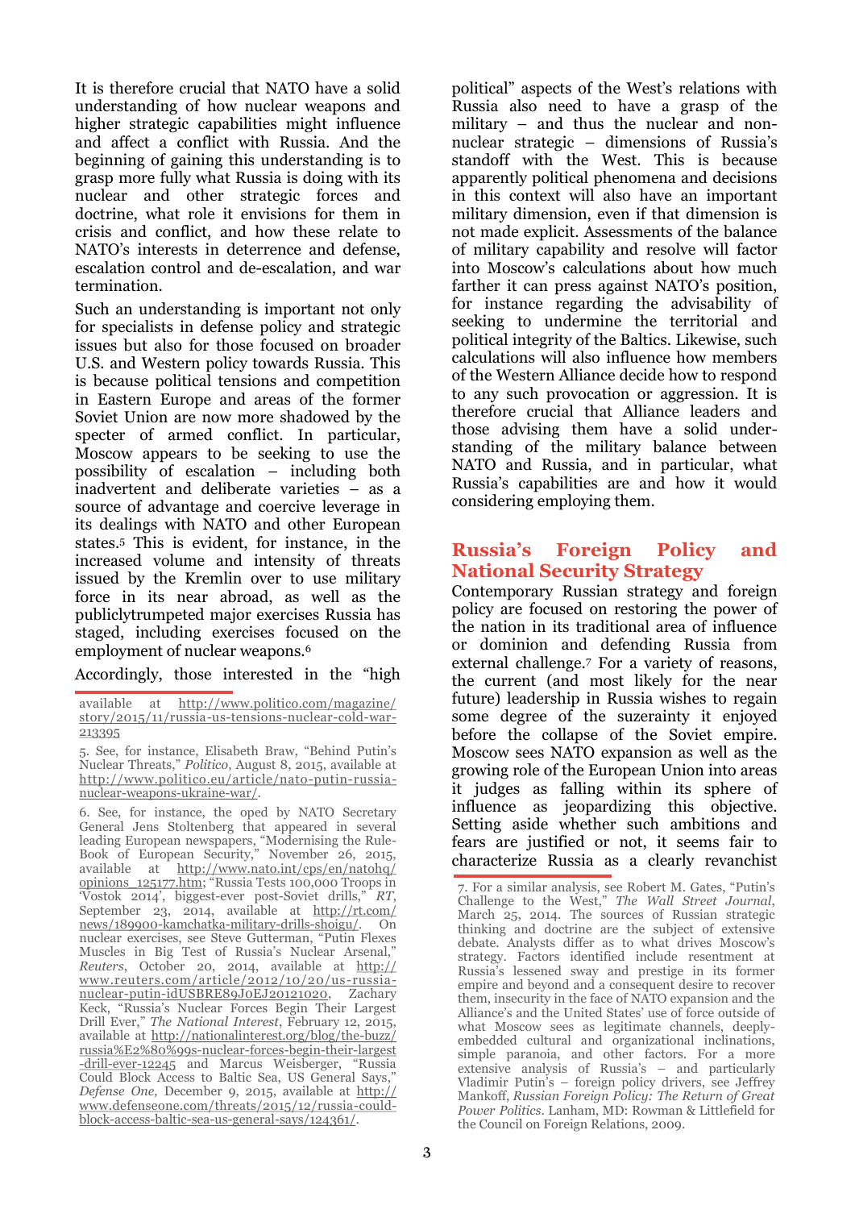It is therefore crucial that NATO have a solid understanding of how nuclear weapons and higher strategic capabilities might influence and affect a conflict with Russia. And the beginning of gaining this understanding is to grasp more fully what Russia is doing with its nuclear and other strategic forces and doctrine, what role it envisions for them in crisis and conflict, and how these relate to NATO's interests in deterrence and defense, escalation control and de-escalation, and war termination.

Such an understanding is important not only for specialists in defense policy and strategic issues but also for those focused on broader U.S. and Western policy towards Russia. This is because political tensions and competition in Eastern Europe and areas of the former Soviet Union are now more shadowed by the specter of armed conflict. In particular, Moscow appears to be seeking to use the possibility of escalation – including both inadvertent and deliberate varieties – as a source of advantage and coercive leverage in its dealings with NATO and other European states.[5] This is evident, for instance, in the increased volume and intensity of threats issued by the Kremlin over to use military force in its near abroad, as well as the publiclytrumpeted major exercises Russia has staged, including exercises focused on the employment of nuclear weapons.[6]

Accordingly, those interested in the "high political" aspects of the West's relations with Russia also need to have a grasp of the military – and thus the nuclear and non-nuclear strategic – dimensions of Russia's standoff with the West. This is because apparently political phenomena and decisions in this context will also have an important military dimension, even if that dimension is not made explicit. Assessments of the balance of military capability and resolve will factor into Moscow's calculations about how much farther it can press against NATO's position, for instance regarding the advisability of seeking to undermine the territorial and political integrity of the Baltics. Likewise, such calculations will also influence how members of the Western Alliance decide how to respond to any such provocation or aggression. It is therefore crucial that Alliance leaders and those advising them have a solid understanding of the military balance between NATO and Russia, and in particular, what Russia's capabilities are and how it would considering employing them.

## Russia's Foreign Policy and National Security Strategy

Contemporary Russian strategy and foreign policy are focused on restoring the power of the nation in its traditional area of influence or dominion and defending Russia from external challenge.[7] For a variety of reasons, the current (and most likely for the near future) leadership in Russia wishes to regain some degree of the suzerainty it enjoyed before the collapse of the Soviet empire. Moscow sees NATO expansion as well as the growing role of the European Union into areas it judges as falling within its sphere of influence as jeopardizing this objective. Setting aside whether such ambitions and fears are justified or not, it seems fair to characterize Russia as a clearly revanchist

---

available at http://www.politico.com/magazine/story/2015/11/russia-us-tensions-nuclear-cold-war-213395

5. See, for instance, Elisabeth Braw, "Behind Putin's Nuclear Threats," *Politico*, August 8, 2015, available at http://www.politico.eu/article/nato-putin-russia-nuclear-weapons-ukraine-war/.

6. See, for instance, the oped by NATO Secretary General Jens Stoltenberg that appeared in several leading European newspapers, "Modernising the Rule-Book of European Security," November 26, 2015, available at http://www.nato.int/cps/en/natohq/opinions_125177.htm; "Russia Tests 100,000 Troops in 'Vostok 2014', biggest-ever post-Soviet drills," *RT*, September 23, 2014, available at http://rt.com/news/189900-kamchatka-military-drills-shoigu/. On nuclear exercises, see Steve Gutterman, "Putin Flexes Muscles in Big Test of Russia's Nuclear Arsenal," *Reuters*, October 20, 2014, available at http://www.reuters.com/article/2012/10/20/us-russia-nuclear-putin-idUSBRE89J0EJ20121020, Zachary Keck, "Russia's Nuclear Forces Begin Their Largest Drill Ever," *The National Interest*, February 12, 2015, available at http://nationalinterest.org/blog/the-buzz/russia%E2%80%99s-nuclear-forces-begin-their-largest-drill-ever-12245 and Marcus Weisberger, "Russia Could Block Access to Baltic Sea, US General Says," *Defense One*, December 9, 2015, available at http://www.defenseone.com/threats/2015/12/russia-could-block-access-baltic-sea-us-general-says/124361/.

7. For a similar analysis, see Robert M. Gates, "Putin's Challenge to the West," *The Wall Street Journal*, March 25, 2014. The sources of Russian strategic thinking and doctrine are the subject of extensive debate. Analysts differ as to what drives Moscow's strategy. Factors identified include resentment at Russia's lessened sway and prestige in its former empire and beyond and a consequent desire to recover them, insecurity in the face of NATO expansion and the Alliance's and the United States' use of force outside of what Moscow sees as legitimate channels, deeply-embedded cultural and organizational inclinations, simple paranoia, and other factors. For a more extensive analysis of Russia's – and particularly Vladimir Putin's – foreign policy drivers, see Jeffrey Mankoff, *Russian Foreign Policy: The Return of Great Power Politics*. Lanham, MD: Rowman & Littlefield for the Council on Foreign Relations, 2009.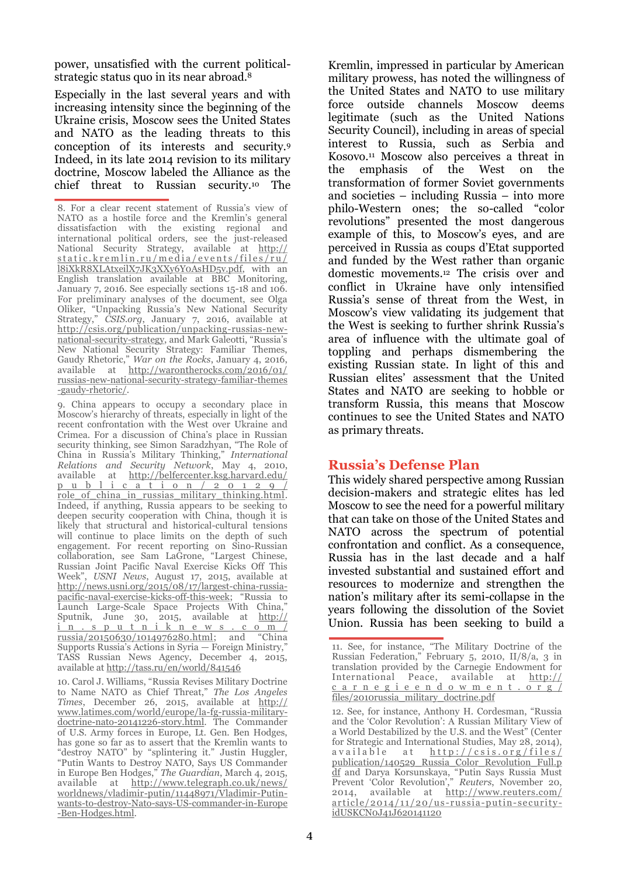power, unsatisfied with the current political-strategic status quo in its near abroad.[8]

Especially in the last several years and with increasing intensity since the beginning of the Ukraine crisis, Moscow sees the United States and NATO as the leading threats to this conception of its interests and security.[9] Indeed, in its late 2014 revision to its military doctrine, Moscow labeled the Alliance as the chief threat to Russian security.[10] The Kremlin, impressed in particular by American military prowess, has noted the willingness of the United States and NATO to use military force outside channels Moscow deems legitimate (such as the United Nations Security Council), including in areas of special interest to Russia, such as Serbia and Kosovo.[11] Moscow also perceives a threat in the emphasis of the West on the transformation of former Soviet governments and societies – including Russia – into more philo-Western ones; the so-called "color revolutions" presented the most dangerous example of this, to Moscow's eyes, and are perceived in Russia as coups d'Etat supported and funded by the West rather than organic domestic movements.[12] The crisis over and conflict in Ukraine have only intensified Russia's sense of threat from the West, in Moscow's view validating its judgement that the West is seeking to further shrink Russia's area of influence with the ultimate goal of toppling and perhaps dismembering the existing Russian state. In light of this and Russian elites' assessment that the United States and NATO are seeking to hobble or transform Russia, this means that Moscow continues to see the United States and NATO as primary threats.

## Russia's Defense Plan

This widely shared perspective among Russian decision-makers and strategic elites has led Moscow to see the need for a powerful military that can take on those of the United States and NATO across the spectrum of potential confrontation and conflict. As a consequence, Russia has in the last decade and a half invested substantial and sustained effort and resources to modernize and strengthen the nation's military after its semi-collapse in the years following the dissolution of the Soviet Union. Russia has been seeking to build a

---

8. For a clear recent statement of Russia's view of NATO as a hostile force and the Kremlin's general dissatisfaction with the existing regional and international political orders, see the just-released National Security Strategy, available at http://static.kremlin.ru/media/events/files/ru/l8iXkR8XLAtxeilX7JK3XXy6Y0AsHD5v.pdf, with an English translation available at BBC Monitoring, January 7, 2016. See especially sections 15-18 and 106. For preliminary analyses of the document, see Olga Oliker, "Unpacking Russia's New National Security Strategy," *CSIS.org*, January 7, 2016, available at http://csis.org/publication/unpacking-russias-new-national-security-strategy, and Mark Galeotti, "Russia's New National Security Strategy: Familiar Themes, Gaudy Rhetoric," *War on the Rocks*, January 4, 2016, available at http://warontherocks.com/2016/01/russias-new-national-security-strategy-familiar-themes-gaudy-rhetoric/.

9. China appears to occupy a secondary place in Moscow's hierarchy of threats, especially in light of the recent confrontation with the West over Ukraine and Crimea. For a discussion of China's place in Russian security thinking, see Simon Saradzhyan, "The Role of China in Russia's Military Thinking," *International Relations and Security Network*, May 4, 2010, available at http://belfercenter.ksg.harvard.edu/publication/20129/role_of_china_in_russias_military_thinking.html. Indeed, if anything, Russia appears to be seeking to deepen security cooperation with China, though it is likely that structural and historical-cultural tensions will continue to place limits on the depth of such engagement. For recent reporting on Sino-Russian collaboration, see Sam LaGrone, "Largest Chinese, Russian Joint Pacific Naval Exercise Kicks Off This Week", *USNI News*, August 17, 2015, available at http://news.usni.org/2015/08/17/largest-china-russia-pacific-naval-exercise-kicks-off-this-week; "Russia to Launch Large-Scale Space Projects With China," Sputnik, June 30, 2015, available at http://in.sputniknews.com/russia/20150630/1014976280.html; and "China Supports Russia's Actions in Syria — Foreign Ministry," TASS Russian News Agency, December 4, 2015, available at http://tass.ru/en/world/841546

10. Carol J. Williams, "Russia Revises Military Doctrine to Name NATO as Chief Threat," *The Los Angeles Times*, December 26, 2015, available at http://www.latimes.com/world/europe/la-fg-russia-military-doctrine-nato-20141226-story.html. The Commander of U.S. Army forces in Europe, Lt. Gen. Ben Hodges, has gone so far as to assert that the Kremlin wants to "destroy NATO" by "splintering it." Justin Huggler, "Putin Wants to Destroy NATO, Says US Commander in Europe Ben Hodges," *The Guardian*, March 4, 2015, available at http://www.telegraph.co.uk/news/worldnews/vladimir-putin/11448971/Vladimir-Putin-wants-to-destroy-Nato-says-US-commander-in-Europe-Ben-Hodges.html.

11. See, for instance, "The Military Doctrine of the Russian Federation," February 5, 2010, II/8/a, 3 in translation provided by the Carnegie Endowment for International Peace, available at http://carnegieendowment.org/files/2010russia_military_doctrine.pdf

12. See, for instance, Anthony H. Cordesman, "Russia and the 'Color Revolution': A Russian Military View of a World Destabilized by the U.S. and the West" (Center for Strategic and International Studies, May 28, 2014), available at http://csis.org/files/publication/140529_Russia_Color_Revolution_Full.pdf and Darya Korsunskaya, "Putin Says Russia Must Prevent 'Color Revolution'," *Reuters*, November 20, 2014, available at http://www.reuters.com/article/2014/11/20/us-russia-putin-security-idUSKCN0J41J620141120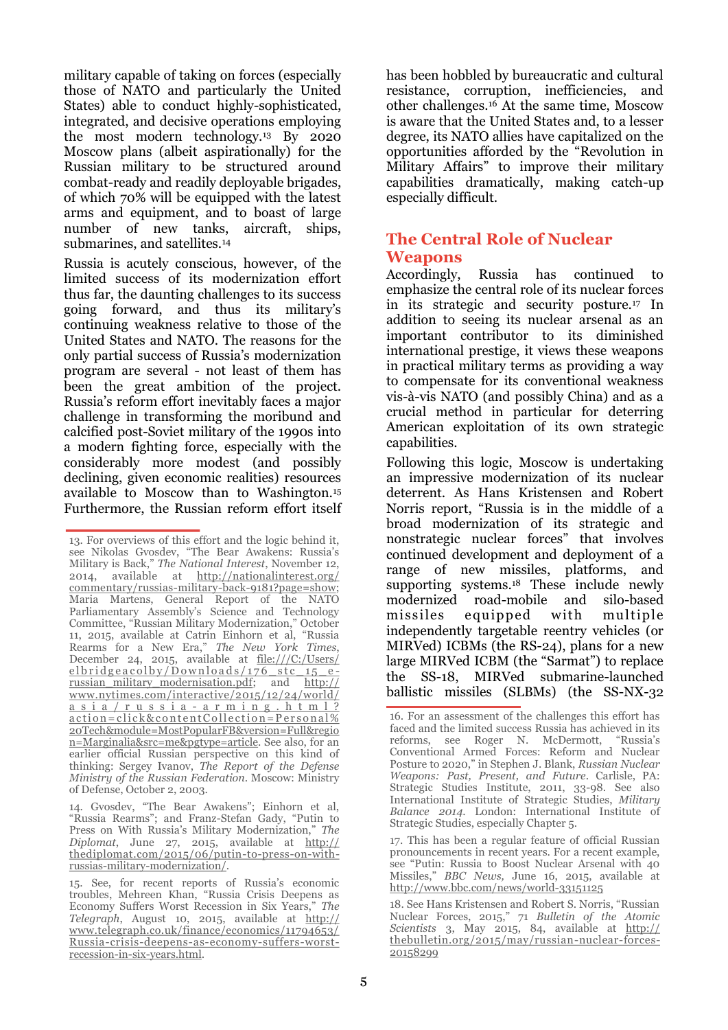military capable of taking on forces (especially those of NATO and particularly the United States) able to conduct highly-sophisticated, integrated, and decisive operations employing the most modern technology.[13] By 2020 Moscow plans (albeit aspirationally) for the Russian military to be structured around combat-ready and readily deployable brigades, of which 70% will be equipped with the latest arms and equipment, and to boast of large number of new tanks, aircraft, ships, submarines, and satellites.[14]

Russia is acutely conscious, however, of the limited success of its modernization effort thus far, the daunting challenges to its success going forward, and thus its military's continuing weakness relative to those of the United States and NATO. The reasons for the only partial success of Russia's modernization program are several - not least of them has been the great ambition of the project. Russia's reform effort inevitably faces a major challenge in transforming the moribund and calcified post-Soviet military of the 1990s into a modern fighting force, especially with the considerably more modest (and possibly declining, given economic realities) resources available to Moscow than to Washington.[15] Furthermore, the Russian reform effort itself has been hobbled by bureaucratic and cultural resistance, corruption, inefficiencies, and other challenges.[16] At the same time, Moscow is aware that the United States and, to a lesser degree, its NATO allies have capitalized on the opportunities afforded by the "Revolution in Military Affairs" to improve their military capabilities dramatically, making catch-up especially difficult.

## The Central Role of Nuclear Weapons

Accordingly, Russia has continued to emphasize the central role of its nuclear forces in its strategic and security posture.[17] In addition to seeing its nuclear arsenal as an important contributor to its diminished international prestige, it views these weapons in practical military terms as providing a way to compensate for its conventional weakness vis-à-vis NATO (and possibly China) and as a crucial method in particular for deterring American exploitation of its own strategic capabilities.

Following this logic, Moscow is undertaking an impressive modernization of its nuclear deterrent. As Hans Kristensen and Robert Norris report, "Russia is in the middle of a broad modernization of its strategic and nonstrategic nuclear forces" that involves continued development and deployment of a range of new missiles, platforms, and supporting systems.[18] These include newly modernized road-mobile and silo-based missiles equipped with multiple independently targetable reentry vehicles (or MIRVed) ICBMs (the RS-24), plans for a new large MIRVed ICBM (the "Sarmat") to replace the SS-18, MIRVed submarine-launched ballistic missiles (SLBMs) (the SS-NX-32

---

13. For overviews of this effort and the logic behind it, see Nikolas Gvosdev, "The Bear Awakens: Russia's Military is Back," *The National Interest*, November 12, 2014, available at http://nationalinterest.org/commentary/russias-military-back-9181?page=show; Maria Martens, General Report of the NATO Parliamentary Assembly's Science and Technology Committee, "Russian Military Modernization," October 11, 2015, available at Catrin Einhorn et al, "Russia Rearms for a New Era," *The New York Times*, December 24, 2015, available at file:///C:/Users/elbridgeacolby/Downloads/176_stc_15_e-russian_military_modernisation.pdf; and http://www.nytimes.com/interactive/2015/12/24/world/asia/russia-arming.html?action=click&contentCollection=Personal%20Tech&module=MostPopularFB&version=Full&region=Marginalia&src=me&pgtype=article. See also, for an earlier official Russian perspective on this kind of thinking: Sergey Ivanov, *The Report of the Defense Ministry of the Russian Federation*. Moscow: Ministry of Defense, October 2, 2003.

14. Gvosdev, "The Bear Awakens"; Einhorn et al, "Russia Rearms"; and Franz-Stefan Gady, "Putin to Press on With Russia's Military Modernization," *The Diplomat*, June 27, 2015, available at http://thediplomat.com/2015/06/putin-to-press-on-with-russias-military-modernization/.

15. See, for recent reports of Russia's economic troubles, Mehreen Khan, "Russia Crisis Deepens as Economy Suffers Worst Recession in Six Years," *The Telegraph*, August 10, 2015, available at http://www.telegraph.co.uk/finance/economics/11794653/Russia-crisis-deepens-as-economy-suffers-worst-recession-in-six-years.html.

16. For an assessment of the challenges this effort has faced and the limited success Russia has achieved in its reforms, see Roger N. McDermott, "Russia's Conventional Armed Forces: Reform and Nuclear Posture to 2020," in Stephen J. Blank, *Russian Nuclear Weapons: Past, Present, and Future*. Carlisle, PA: Strategic Studies Institute, 2011, 33-98. See also International Institute of Strategic Studies, *Military Balance 2014*. London: International Institute of Strategic Studies, especially Chapter 5.

17. This has been a regular feature of official Russian pronouncements in recent years. For a recent example, see "Putin: Russia to Boost Nuclear Arsenal with 40 Missiles," *BBC News*, June 16, 2015, available at http://www.bbc.com/news/world-33151125

18. See Hans Kristensen and Robert S. Norris, "Russian Nuclear Forces, 2015," 71 *Bulletin of the Atomic Scientists* 3, May 2015, 84, available at http://thebulletin.org/2015/may/russian-nuclear-forces-20158299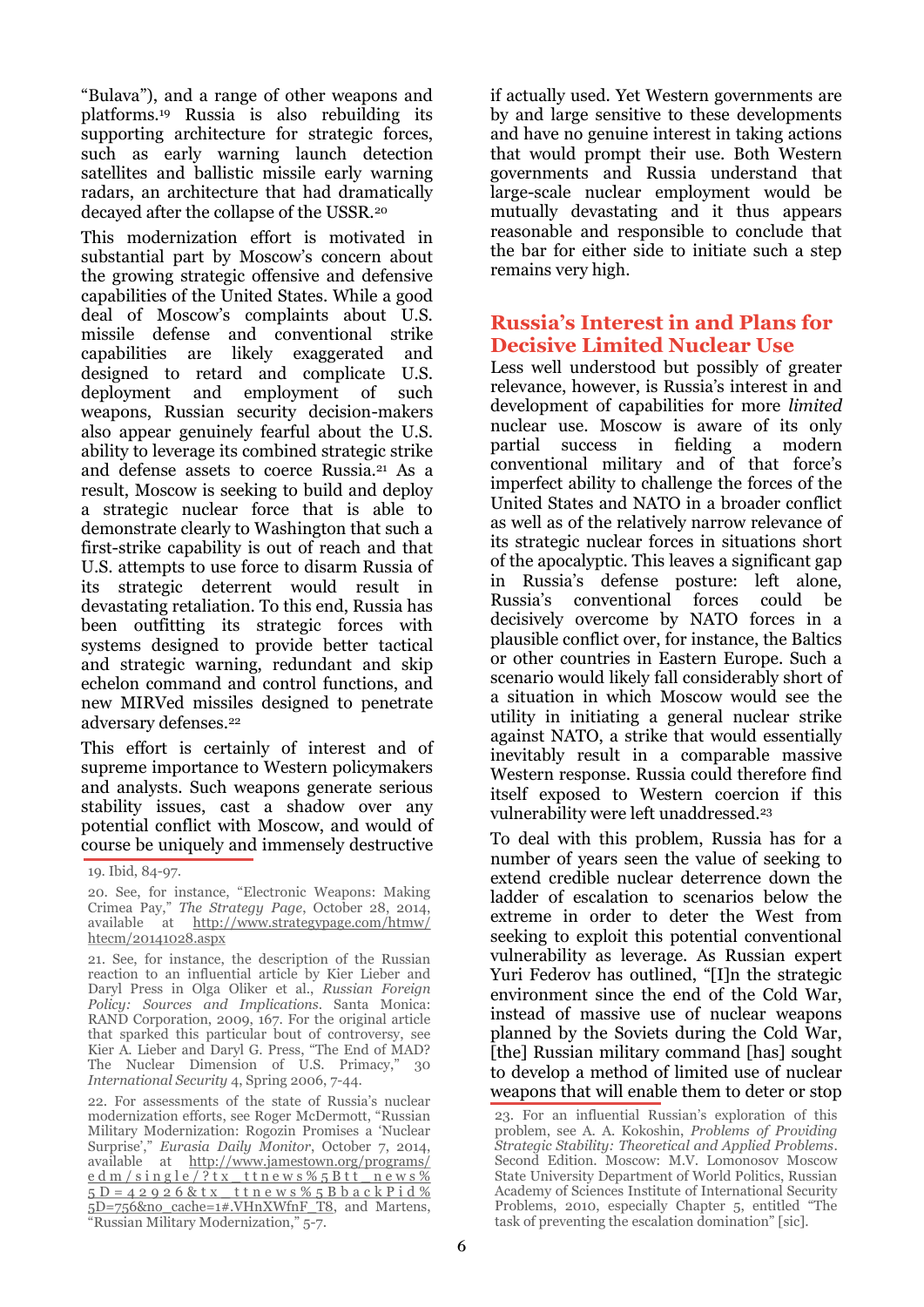"Bulava"), and a range of other weapons and platforms.[19] Russia is also rebuilding its supporting architecture for strategic forces, such as early warning launch detection satellites and ballistic missile early warning radars, an architecture that had dramatically decayed after the collapse of the USSR.[20]

This modernization effort is motivated in substantial part by Moscow's concern about the growing strategic offensive and defensive capabilities of the United States. While a good deal of Moscow's complaints about U.S. missile defense and conventional strike capabilities are likely exaggerated and designed to retard and complicate U.S. deployment and employment of such weapons, Russian security decision-makers also appear genuinely fearful about the U.S. ability to leverage its combined strategic strike and defense assets to coerce Russia.[21] As a result, Moscow is seeking to build and deploy a strategic nuclear force that is able to demonstrate clearly to Washington that such a first-strike capability is out of reach and that U.S. attempts to use force to disarm Russia of its strategic deterrent would result in devastating retaliation. To this end, Russia has been outfitting its strategic forces with systems designed to provide better tactical and strategic warning, redundant and skip echelon command and control functions, and new MIRVed missiles designed to penetrate adversary defenses.[22]

This effort is certainly of interest and of supreme importance to Western policymakers and analysts. Such weapons generate serious stability issues, cast a shadow over any potential conflict with Moscow, and would of course be uniquely and immensely destructive if actually used. Yet Western governments are by and large sensitive to these developments and have no genuine interest in taking actions that would prompt their use. Both Western governments and Russia understand that large-scale nuclear employment would be mutually devastating and it thus appears reasonable and responsible to conclude that the bar for either side to initiate such a step remains very high.

## Russia's Interest in and Plans for Decisive Limited Nuclear Use

Less well understood but possibly of greater relevance, however, is Russia's interest in and development of capabilities for more *limited* nuclear use. Moscow is aware of its only partial success in fielding a modern conventional military and of that force's imperfect ability to challenge the forces of the United States and NATO in a broader conflict as well as of the relatively narrow relevance of its strategic nuclear forces in situations short of the apocalyptic. This leaves a significant gap in Russia's defense posture: left alone, Russia's conventional forces could be decisively overcome by NATO forces in a plausible conflict over, for instance, the Baltics or other countries in Eastern Europe. Such a scenario would likely fall considerably short of a situation in which Moscow would see the utility in initiating a general nuclear strike against NATO, a strike that would essentially inevitably result in a comparable massive Western response. Russia could therefore find itself exposed to Western coercion if this vulnerability were left unaddressed.[23]

To deal with this problem, Russia has for a number of years seen the value of seeking to extend credible nuclear deterrence down the ladder of escalation to scenarios below the extreme in order to deter the West from seeking to exploit this potential conventional vulnerability as leverage. As Russian expert Yuri Federov has outlined, "[I]n the strategic environment since the end of the Cold War, instead of massive use of nuclear weapons planned by the Soviets during the Cold War, [the] Russian military command [has] sought to develop a method of limited use of nuclear weapons that will enable them to deter or stop

---

19. Ibid, 84-97.

20. See, for instance, "Electronic Weapons: Making Crimea Pay," *The Strategy Page*, October 28, 2014, available at http://www.strategypage.com/htmw/htecm/20141028.aspx

21. See, for instance, the description of the Russian reaction to an influential article by Kier Lieber and Daryl Press in Olga Oliker et al., *Russian Foreign Policy: Sources and Implications*. Santa Monica: RAND Corporation, 2009, 167. For the original article that sparked this particular bout of controversy, see Kier A. Lieber and Daryl G. Press, "The End of MAD? The Nuclear Dimension of U.S. Primacy," 30 *International Security* 4, Spring 2006, 7-44.

22. For assessments of the state of Russia's nuclear modernization efforts, see Roger McDermott, "Russian Military Modernization: Rogozin Promises a 'Nuclear Surprise'," *Eurasia Daily Monitor*, October 7, 2014, available at http://www.jamestown.org/programs/edm/single/?tx_ttnews%5Btt_news%5D=42926&tx_ttnews%5BbackPid%5D=756&no_cache=1#.VHnXWfnF_T8, and Martens, "Russian Military Modernization," 5-7.

23. For an influential Russian's exploration of this problem, see A. A. Kokoshin, *Problems of Providing Strategic Stability: Theoretical and Applied Problems*. Second Edition. Moscow: M.V. Lomonosov Moscow State University Department of World Politics, Russian Academy of Sciences Institute of International Security Problems, 2010, especially Chapter 5, entitled "The task of preventing the escalation domination" [sic].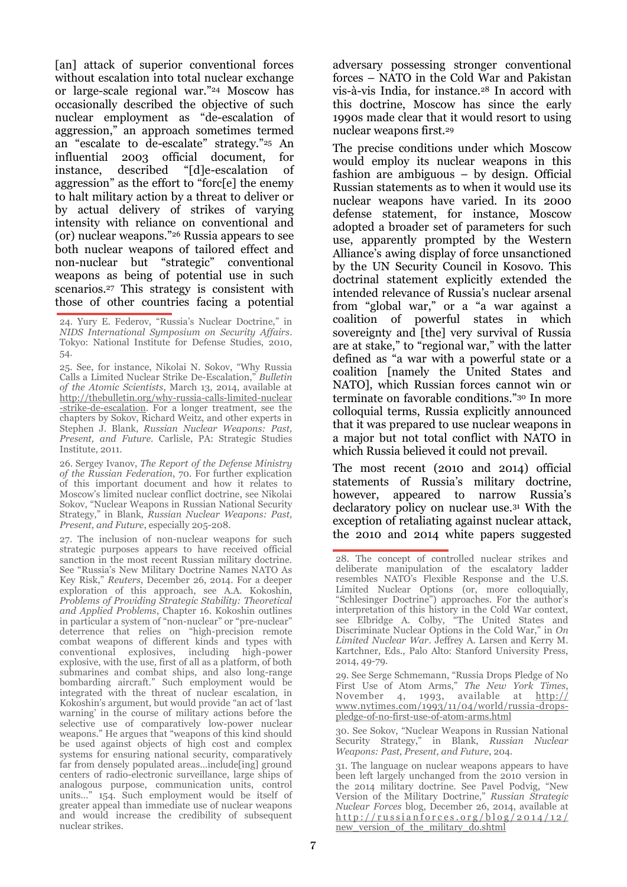[an] attack of superior conventional forces without escalation into total nuclear exchange or large-scale regional war."[24] Moscow has occasionally described the objective of such nuclear employment as "de-escalation of aggression," an approach sometimes termed an "escalate to de-escalate" strategy."[25] An influential 2003 official document, for instance, described "[d]e-escalation of aggression" as the effort to "forc[e] the enemy to halt military action by a threat to deliver or by actual delivery of strikes of varying intensity with reliance on conventional and (or) nuclear weapons."[26] Russia appears to see both nuclear weapons of tailored effect and non-nuclear but "strategic" conventional weapons as being of potential use in such scenarios.[27] This strategy is consistent with those of other countries facing a potential adversary possessing stronger conventional forces – NATO in the Cold War and Pakistan vis-à-vis India, for instance.[28] In accord with this doctrine, Moscow has since the early 1990s made clear that it would resort to using nuclear weapons first.[29]

The precise conditions under which Moscow would employ its nuclear weapons in this fashion are ambiguous – by design. Official Russian statements as to when it would use its nuclear weapons have varied. In its 2000 defense statement, for instance, Moscow adopted a broader set of parameters for such use, apparently prompted by the Western Alliance's awing display of force unsanctioned by the UN Security Council in Kosovo. This doctrinal statement explicitly extended the intended relevance of Russia's nuclear arsenal from "global war," or a "a war against a coalition of powerful states in which sovereignty and [the] very survival of Russia are at stake," to "regional war," with the latter defined as "a war with a powerful state or a coalition [namely the United States and NATO], which Russian forces cannot win or terminate on favorable conditions."[30] In more colloquial terms, Russia explicitly announced that it was prepared to use nuclear weapons in a major but not total conflict with NATO in which Russia believed it could not prevail.

The most recent (2010 and 2014) official statements of Russia's military doctrine, however, appeared to narrow Russia's declaratory policy on nuclear use.[31] With the exception of retaliating against nuclear attack, the 2010 and 2014 white papers suggested

---

24. Yury E. Federov, "Russia's Nuclear Doctrine," in *NIDS International Symposium on Security Affairs*. Tokyo: National Institute for Defense Studies, 2010, 54.

25. See, for instance, Nikolai N. Sokov, "Why Russia Calls a Limited Nuclear Strike De-Escalation," *Bulletin of the Atomic Scientists*, March 13, 2014, available at http://thebulletin.org/why-russia-calls-limited-nuclear-strike-de-escalation. For a longer treatment, see the chapters by Sokov, Richard Weitz, and other experts in Stephen J. Blank, *Russian Nuclear Weapons: Past, Present, and Future*. Carlisle, PA: Strategic Studies Institute, 2011.

26. Sergey Ivanov, *The Report of the Defense Ministry of the Russian Federation*, 70. For further explication of this important document and how it relates to Moscow's limited nuclear conflict doctrine, see Nikolai Sokov, "Nuclear Weapons in Russian National Security Strategy," in Blank, *Russian Nuclear Weapons: Past, Present, and Future*, especially 205-208.

27. The inclusion of non-nuclear weapons for such strategic purposes appears to have received official sanction in the most recent Russian military doctrine. See "Russia's New Military Doctrine Names NATO As Key Risk," *Reuters*, December 26, 2014. For a deeper exploration of this approach, see A.A. Kokoshin, *Problems of Providing Strategic Stability: Theoretical and Applied Problems*, Chapter 16. Kokoshin outlines in particular a system of "non-nuclear" or "pre-nuclear" deterrence that relies on "high-precision remote combat weapons of different kinds and types with conventional explosives, including high-power explosive, with the use, first of all as a platform, of both submarines and combat ships, and also long-range bombarding aircraft." Such employment would be integrated with the threat of nuclear escalation, in Kokoshin's argument, but would provide "an act of 'last warning' in the course of military actions before the selective use of comparatively low-power nuclear weapons." He argues that "weapons of this kind should be used against objects of high cost and complex systems for ensuring national security, comparatively far from densely populated areas…include[ing] ground centers of radio-electronic surveillance, large ships of analogous purpose, communication units, control units…" 154. Such employment would be itself of greater appeal than immediate use of nuclear weapons and would increase the credibility of subsequent nuclear strikes.

28. The concept of controlled nuclear strikes and deliberate manipulation of the escalatory ladder resembles NATO's Flexible Response and the U.S. Limited Nuclear Options (or, more colloquially, "Schlesinger Doctrine") approaches. For the author's interpretation of this history in the Cold War context, see Elbridge A. Colby, "The United States and Discriminate Nuclear Options in the Cold War," in *On Limited Nuclear War*. Jeffrey A. Larsen and Kerry M. Kartchner, Eds., Palo Alto: Stanford University Press, 2014, 49-79.

29. See Serge Schmemann, "Russia Drops Pledge of No First Use of Atom Arms," *The New York Times*, November 4, 1993, available at http://www.nytimes.com/1993/11/04/world/russia-drops-pledge-of-no-first-use-of-atom-arms.html

30. See Sokov, "Nuclear Weapons in Russian National Security Strategy," in Blank, *Russian Nuclear Weapons: Past, Present, and Future*, 204.

31. The language on nuclear weapons appears to have been left largely unchanged from the 2010 version in the 2014 military doctrine. See Pavel Podvig, "New Version of the Military Doctrine," *Russian Strategic Nuclear Forces* blog, December 26, 2014, available at http://russianforces.org/blog/2014/12/new_version_of_the_military_do.shtml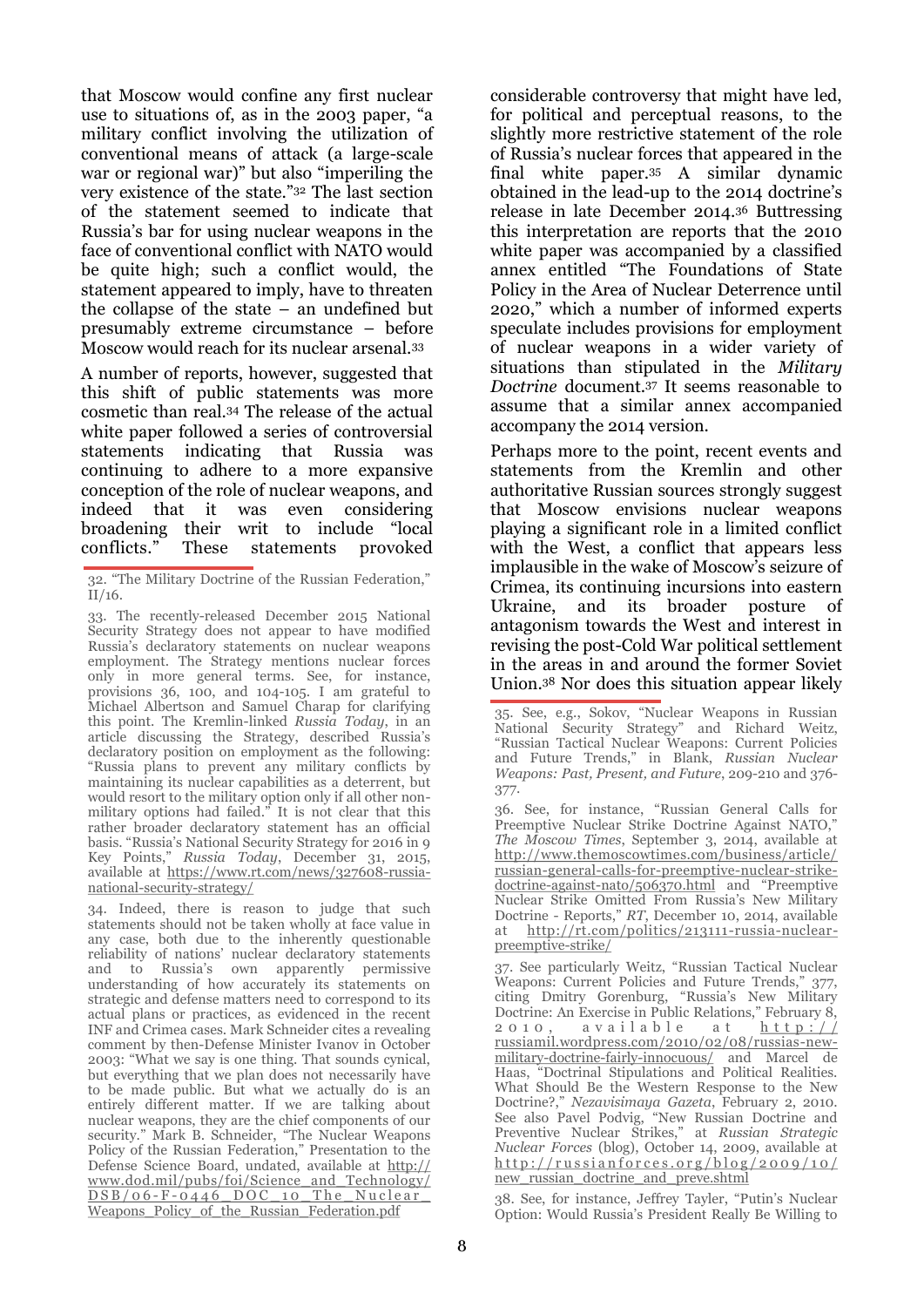that Moscow would confine any first nuclear use to situations of, as in the 2003 paper, "a military conflict involving the utilization of conventional means of attack (a large-scale war or regional war)" but also "imperiling the very existence of the state."[32] The last section of the statement seemed to indicate that Russia's bar for using nuclear weapons in the face of conventional conflict with NATO would be quite high; such a conflict would, the statement appeared to imply, have to threaten the collapse of the state – an undefined but presumably extreme circumstance – before Moscow would reach for its nuclear arsenal.[33]

A number of reports, however, suggested that this shift of public statements was more cosmetic than real.[34] The release of the actual white paper followed a series of controversial statements indicating that Russia was continuing to adhere to a more expansive conception of the role of nuclear weapons, and indeed that it was even considering broadening their writ to include "local conflicts." These statements provoked considerable controversy that might have led, for political and perceptual reasons, to the slightly more restrictive statement of the role of Russia's nuclear forces that appeared in the final white paper.[35] A similar dynamic obtained in the lead-up to the 2014 doctrine's release in late December 2014.[36] Buttressing this interpretation are reports that the 2010 white paper was accompanied by a classified annex entitled "The Foundations of State Policy in the Area of Nuclear Deterrence until 2020," which a number of informed experts speculate includes provisions for employment of nuclear weapons in a wider variety of situations than stipulated in the *Military Doctrine* document.[37] It seems reasonable to assume that a similar annex accompanied accompany the 2014 version.

Perhaps more to the point, recent events and statements from the Kremlin and other authoritative Russian sources strongly suggest that Moscow envisions nuclear weapons playing a significant role in a limited conflict with the West, a conflict that appears less implausible in the wake of Moscow's seizure of Crimea, its continuing incursions into eastern Ukraine, and its broader posture of antagonism towards the West and interest in revising the post-Cold War political settlement in the areas in and around the former Soviet Union.[38] Nor does this situation appear likely

---

32. "The Military Doctrine of the Russian Federation," II/16.

33. The recently-released December 2015 National Security Strategy does not appear to have modified Russia's declaratory statements on nuclear weapons employment. The Strategy mentions nuclear forces only in more general terms. See, for instance, provisions 36, 100, and 104-105. I am grateful to Michael Albertson and Samuel Charap for clarifying this point. The Kremlin-linked *Russia Today*, in an article discussing the Strategy, described Russia's declaratory position on employment as the following: "Russia plans to prevent any military conflicts by maintaining its nuclear capabilities as a deterrent, but would resort to the military option only if all other non-military options had failed." It is not clear that this rather broader declaratory statement has an official basis. "Russia's National Security Strategy for 2016 in 9 Key Points," *Russia Today*, December 31, 2015, available at https://www.rt.com/news/327608-russia-national-security-strategy/

34. Indeed, there is reason to judge that such statements should not be taken wholly at face value in any case, both due to the inherently questionable reliability of nations' nuclear declaratory statements and to Russia's own apparently permissive understanding of how accurately its statements on strategic and defense matters need to correspond to its actual plans or practices, as evidenced in the recent INF and Crimea cases. Mark Schneider cites a revealing comment by then-Defense Minister Ivanov in October 2003: "What we say is one thing. That sounds cynical, but everything that we plan does not necessarily have to be made public. But what we actually do is an entirely different matter. If we are talking about nuclear weapons, they are the chief components of our security." Mark B. Schneider, "The Nuclear Weapons Policy of the Russian Federation," Presentation to the Defense Science Board, undated, available at http://www.dod.mil/pubs/foi/Science_and_Technology/DSB/06-F-0446_DOC_10_The_Nuclear_Weapons_Policy_of_the_Russian_Federation.pdf

35. See, e.g., Sokov, "Nuclear Weapons in Russian National Security Strategy" and Richard Weitz, "Russian Tactical Nuclear Weapons: Current Policies and Future Trends," in Blank, *Russian Nuclear Weapons: Past, Present, and Future*, 209-210 and 376-377.

36. See, for instance, "Russian General Calls for Preemptive Nuclear Strike Doctrine Against NATO," *The Moscow Times*, September 3, 2014, available at http://www.themoscowtimes.com/business/article/russian-general-calls-for-preemptive-nuclear-strike-doctrine-against-nato/506370.html and "Preemptive Nuclear Strike Omitted From Russia's New Military Doctrine - Reports," *RT*, December 10, 2014, available at http://rt.com/politics/213111-russia-nuclear-preemptive-strike/

37. See particularly Weitz, "Russian Tactical Nuclear Weapons: Current Policies and Future Trends," 377, citing Dmitry Gorenburg, "Russia's New Military Doctrine: An Exercise in Public Relations," February 8, 2010, available at http://russiamil.wordpress.com/2010/02/08/russias-new-military-doctrine-fairly-innocuous/ and Marcel de Haas, "Doctrinal Stipulations and Political Realities. What Should Be the Western Response to the New Doctrine?," *Nezavisimaya Gazeta*, February 2, 2010. See also Pavel Podvig, "New Russian Doctrine and Preventive Nuclear Strikes," at *Russian Strategic Nuclear Forces* (blog), October 14, 2009, available at http://russianforces.org/blog/2009/10/new_russian_doctrine_and_preve.shtml

38. See, for instance, Jeffrey Tayler, "Putin's Nuclear Option: Would Russia's President Really Be Willing to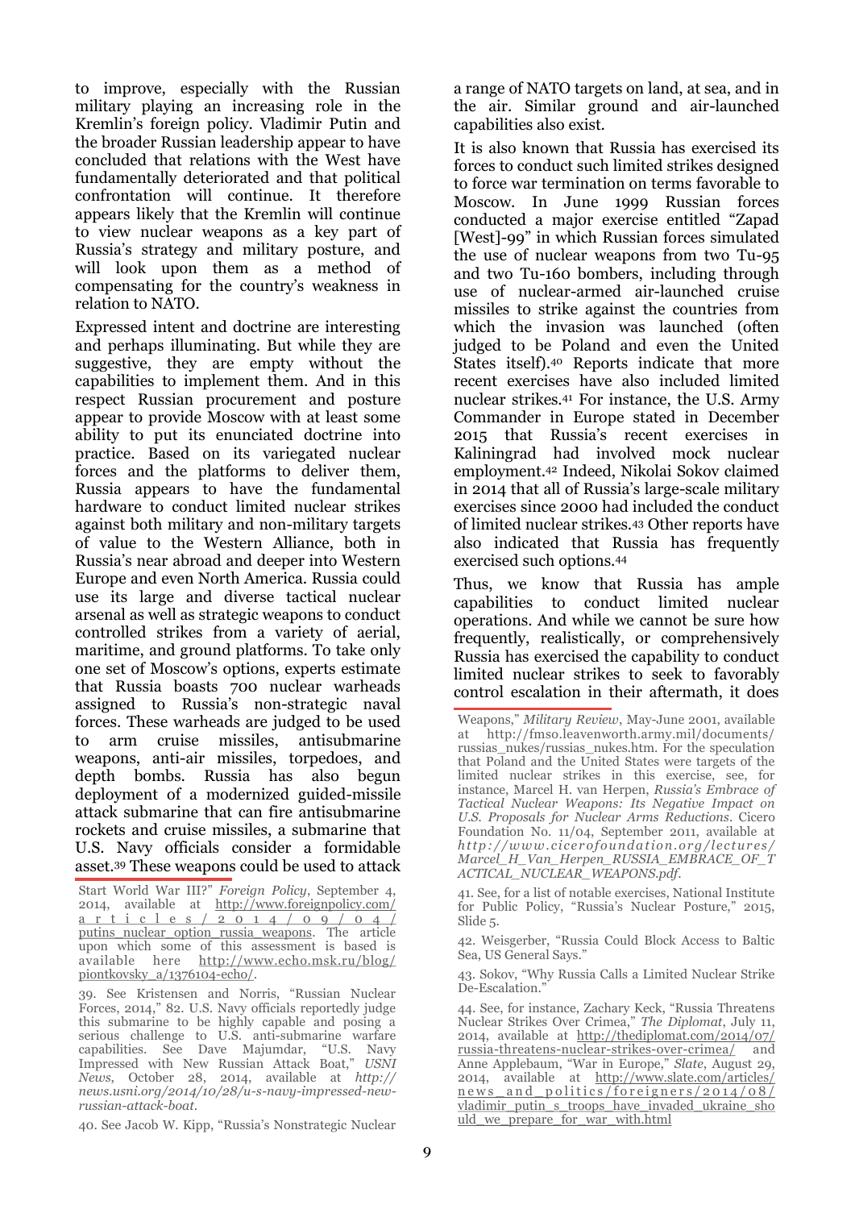to improve, especially with the Russian military playing an increasing role in the Kremlin's foreign policy. Vladimir Putin and the broader Russian leadership appear to have concluded that relations with the West have fundamentally deteriorated and that political confrontation will continue. It therefore appears likely that the Kremlin will continue to view nuclear weapons as a key part of Russia's strategy and military posture, and will look upon them as a method of compensating for the country's weakness in relation to NATO.

Expressed intent and doctrine are interesting and perhaps illuminating. But while they are suggestive, they are empty without the capabilities to implement them. And in this respect Russian procurement and posture appear to provide Moscow with at least some ability to put its enunciated doctrine into practice. Based on its variegated nuclear forces and the platforms to deliver them, Russia appears to have the fundamental hardware to conduct limited nuclear strikes against both military and non-military targets of value to the Western Alliance, both in Russia's near abroad and deeper into Western Europe and even North America. Russia could use its large and diverse tactical nuclear arsenal as well as strategic weapons to conduct controlled strikes from a variety of aerial, maritime, and ground platforms. To take only one set of Moscow's options, experts estimate that Russia boasts 700 nuclear warheads assigned to Russia's non-strategic naval forces. These warheads are judged to be used to arm cruise missiles, antisubmarine weapons, anti-air missiles, torpedoes, and depth bombs. Russia has also begun deployment of a modernized guided-missile attack submarine that can fire antisubmarine rockets and cruise missiles, a submarine that U.S. Navy officials consider a formidable asset.[39] These weapons could be used to attack a range of NATO targets on land, at sea, and in the air. Similar ground and air-launched capabilities also exist.

It is also known that Russia has exercised its forces to conduct such limited strikes designed to force war termination on terms favorable to Moscow. In June 1999 Russian forces conducted a major exercise entitled "Zapad [West]-99" in which Russian forces simulated the use of nuclear weapons from two Tu-95 and two Tu-160 bombers, including through use of nuclear-armed air-launched cruise missiles to strike against the countries from which the invasion was launched (often judged to be Poland and even the United States itself).[40] Reports indicate that more recent exercises have also included limited nuclear strikes.[41] For instance, the U.S. Army Commander in Europe stated in December 2015 that Russia's recent exercises in Kaliningrad had involved mock nuclear employment.[42] Indeed, Nikolai Sokov claimed in 2014 that all of Russia's large-scale military exercises since 2000 had included the conduct of limited nuclear strikes.[43] Other reports have also indicated that Russia has frequently exercised such options.[44]

Thus, we know that Russia has ample capabilities to conduct limited nuclear operations. And while we cannot be sure how frequently, realistically, or comprehensively Russia has exercised the capability to conduct limited nuclear strikes to seek to favorably control escalation in their aftermath, it does

---

Start World War III?" *Foreign Policy*, September 4, 2014, available at http://www.foreignpolicy.com/articles/2014/09/04/putins_nuclear_option_russia_weapons. The article upon which some of this assessment is based is available here http://www.echo.msk.ru/blog/piontkovsky_a/1376104-echo/.

39. See Kristensen and Norris, "Russian Nuclear Forces, 2014," 82. U.S. Navy officials reportedly judge this submarine to be highly capable and posing a serious challenge to U.S. anti-submarine warfare capabilities. See Dave Majumdar, "U.S. Navy Impressed with New Russian Attack Boat," *USNI News*, October 28, 2014, available at *http://news.usni.org/2014/10/28/u-s-navy-impressed-new-russian-attack-boat*.

40. See Jacob W. Kipp, "Russia's Nonstrategic Nuclear Weapons," *Military Review*, May-June 2001, available at http://fmso.leavenworth.army.mil/documents/russias_nukes/russias_nukes.htm. For the speculation that Poland and the United States were targets of the limited nuclear strikes in this exercise, see, for instance, Marcel H. van Herpen, *Russia's Embrace of Tactical Nuclear Weapons: Its Negative Impact on U.S. Proposals for Nuclear Arms Reductions*. Cicero Foundation No. 11/04, September 2011, available at *http://www.cicerofoundation.org/lectures/Marcel_H_Van_Herpen_RUSSIA_EMBRACE_OF_TACTICAL_NUCLEAR_WEAPONS.pdf*.

41. See, for a list of notable exercises, National Institute for Public Policy, "Russia's Nuclear Posture," 2015, Slide 5.

42. Weisgerber, "Russia Could Block Access to Baltic Sea, US General Says."

43. Sokov, "Why Russia Calls a Limited Nuclear Strike De-Escalation."

44. See, for instance, Zachary Keck, "Russia Threatens Nuclear Strikes Over Crimea," *The Diplomat*, July 11, 2014, available at http://thediplomat.com/2014/07/russia-threatens-nuclear-strikes-over-crimea/ and Anne Applebaum, "War in Europe," *Slate*, August 29, 2014, available at http://www.slate.com/articles/news_and_politics/foreigners/2014/08/vladimir_putin_s_troops_have_invaded_ukraine_should_we_prepare_for_war_with.html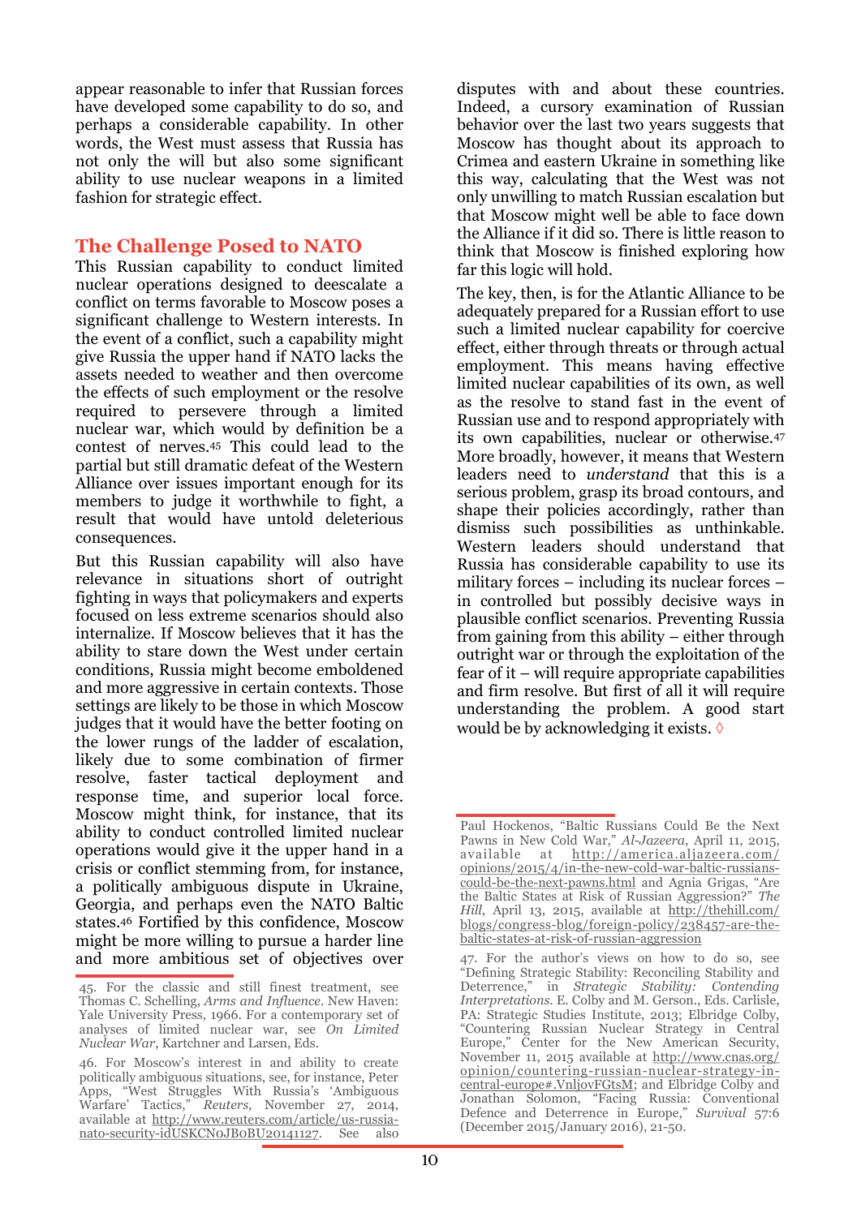appear reasonable to infer that Russian forces have developed some capability to do so, and perhaps a considerable capability. In other words, the West must assess that Russia has not only the will but also some significant ability to use nuclear weapons in a limited fashion for strategic effect.

## The Challenge Posed to NATO

This Russian capability to conduct limited nuclear operations designed to deescalate a conflict on terms favorable to Moscow poses a significant challenge to Western interests. In the event of a conflict, such a capability might give Russia the upper hand if NATO lacks the assets needed to weather and then overcome the effects of such employment or the resolve required to persevere through a limited nuclear war, which would by definition be a contest of nerves.[45] This could lead to the partial but still dramatic defeat of the Western Alliance over issues important enough for its members to judge it worthwhile to fight, a result that would have untold deleterious consequences.

But this Russian capability will also have relevance in situations short of outright fighting in ways that policymakers and experts focused on less extreme scenarios should also internalize. If Moscow believes that it has the ability to stare down the West under certain conditions, Russia might become emboldened and more aggressive in certain contexts. Those settings are likely to be those in which Moscow judges that it would have the better footing on the lower rungs of the ladder of escalation, likely due to some combination of firmer resolve, faster tactical deployment and response time, and superior local force. Moscow might think, for instance, that its ability to conduct controlled limited nuclear operations would give it the upper hand in a crisis or conflict stemming from, for instance, a politically ambiguous dispute in Ukraine, Georgia, and perhaps even the NATO Baltic states.[46] Fortified by this confidence, Moscow might be more willing to pursue a harder line and more ambitious set of objectives over disputes with and about these countries. Indeed, a cursory examination of Russian behavior over the last two years suggests that Moscow has thought about its approach to Crimea and eastern Ukraine in something like this way, calculating that the West was not only unwilling to match Russian escalation but that Moscow might well be able to face down the Alliance if it did so. There is little reason to think that Moscow is finished exploring how far this logic will hold.

The key, then, is for the Atlantic Alliance to be adequately prepared for a Russian effort to use such a limited nuclear capability for coercive effect, either through threats or through actual employment. This means having effective limited nuclear capabilities of its own, as well as the resolve to stand fast in the event of Russian use and to respond appropriately with its own capabilities, nuclear or otherwise.[47] More broadly, however, it means that Western leaders need to *understand* that this is a serious problem, grasp its broad contours, and shape their policies accordingly, rather than dismiss such possibilities as unthinkable. Western leaders should understand that Russia has considerable capability to use its military forces – including its nuclear forces – in controlled but possibly decisive ways in plausible conflict scenarios. Preventing Russia from gaining from this ability – either through outright war or through the exploitation of the fear of it – will require appropriate capabilities and firm resolve. But first of all it will require understanding the problem. A good start would be by acknowledging it exists. ◊

---

45. For the classic and still finest treatment, see Thomas C. Schelling, *Arms and Influence*. New Haven: Yale University Press, 1966. For a contemporary set of analyses of limited nuclear war, see *On Limited Nuclear War*, Kartchner and Larsen, Eds.

46. For Moscow's interest in and ability to create politically ambiguous situations, see, for instance, Peter Apps, "West Struggles With Russia's 'Ambiguous Warfare' Tactics," *Reuters*, November 27, 2014, available at http://www.reuters.com/article/us-russia-nato-security-idUSKCN0JB0BU20141127. See also Paul Hockenos, "Baltic Russians Could Be the Next Pawns in New Cold War," *Al-Jazeera*, April 11, 2015, available at http://america.aljazeera.com/opinions/2015/4/in-the-new-cold-war-baltic-russians-could-be-the-next-pawns.html and Agnia Grigas, "Are the Baltic States at Risk of Russian Aggression?" *The Hill*, April 13, 2015, available at http://thehill.com/blogs/congress-blog/foreign-policy/238457-are-the-baltic-states-at-risk-of-russian-aggression

47. For the author's views on how to do so, see "Defining Strategic Stability: Reconciling Stability and Deterrence," in *Strategic Stability: Contending Interpretations*. E. Colby and M. Gerson., Eds. Carlisle, PA: Strategic Studies Institute, 2013; Elbridge Colby, "Countering Russian Nuclear Strategy in Central Europe," Center for the New American Security, November 11, 2015 available at http://www.cnas.org/opinion/countering-russian-nuclear-strategy-in-central-europe#.VnljovFGtsM; and Elbridge Colby and Jonathan Solomon, "Facing Russia: Conventional Defence and Deterrence in Europe," *Survival* 57:6 (December 2015/January 2016), 21-50.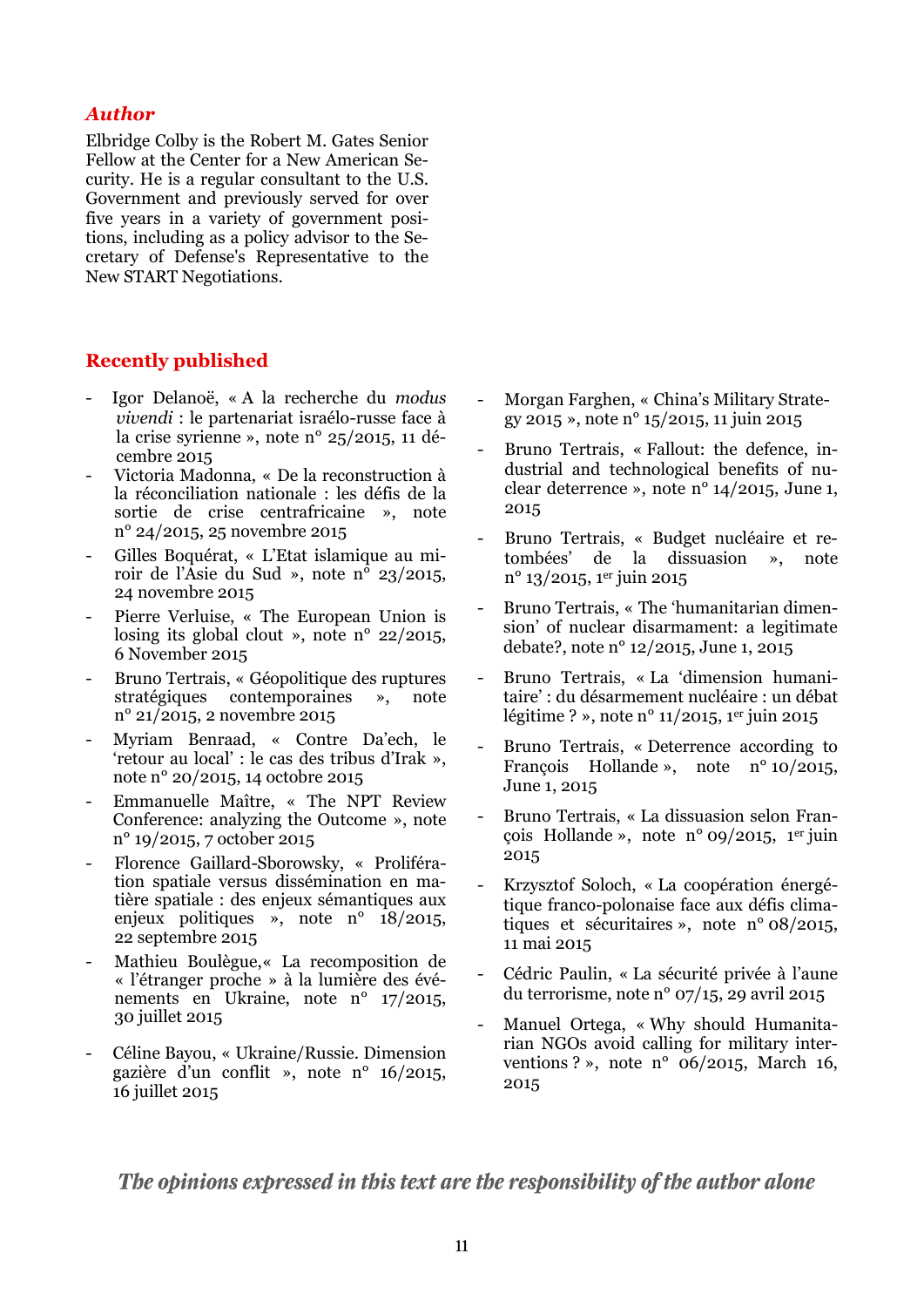### *Author*

Elbridge Colby is the Robert M. Gates Senior Fellow at the Center for a New American Security. He is a regular consultant to the U.S. Government and previously served for over five years in a variety of government positions, including as a policy advisor to the Secretary of Defense's Representative to the New START Negotiations.

### Recently published

- Igor Delanoë, « A la recherche du *modus vivendi* : le partenariat israélo-russe face à la crise syrienne », note n° 25/2015, 11 décembre 2015
- Victoria Madonna, « De la reconstruction à la réconciliation nationale : les défis de la sortie de crise centrafricaine », note n° 24/2015, 25 novembre 2015
- Gilles Boquérat, « L'Etat islamique au miroir de l'Asie du Sud », note n° 23/2015, 24 novembre 2015
- Pierre Verluise, « The European Union is losing its global clout », note n° 22/2015, 6 November 2015
- Bruno Tertrais, « Géopolitique des ruptures stratégiques contemporaines », note n° 21/2015, 2 novembre 2015
- Myriam Benraad, « Contre Da'ech, le 'retour au local' : le cas des tribus d'Irak », note n° 20/2015, 14 octobre 2015
- Emmanuelle Maître, « The NPT Review Conference: analyzing the Outcome », note n° 19/2015, 7 october 2015
- Florence Gaillard-Sborowsky, « Prolifération spatiale versus dissémination en matière spatiale : des enjeux sémantiques aux enjeux politiques », note n° 18/2015, 22 septembre 2015
- Mathieu Boulègue,« La recomposition de « l'étranger proche » à la lumière des événements en Ukraine, note n° 17/2015, 30 juillet 2015
- Céline Bayou, « Ukraine/Russie. Dimension gazière d'un conflit », note n° 16/2015, 16 juillet 2015
- Morgan Farghen, « China's Military Strategy 2015 », note n° 15/2015, 11 juin 2015
- Bruno Tertrais, « Fallout: the defence, industrial and technological benefits of nuclear deterrence », note n° 14/2015, June 1, 2015
- Bruno Tertrais, « Budget nucléaire et retombées' de la dissuasion », note n° 13/2015, 1er juin 2015
- Bruno Tertrais, « The 'humanitarian dimension' of nuclear disarmament: a legitimate debate?, note n° 12/2015, June 1, 2015
- Bruno Tertrais, « La 'dimension humanitaire' : du désarmement nucléaire : un débat légitime ? », note n° 11/2015, 1er juin 2015
- Bruno Tertrais, « Deterrence according to François Hollande », note n° 10/2015, June 1, 2015
- Bruno Tertrais, « La dissuasion selon François Hollande », note n° 09/2015, 1er juin 2015
- Krzysztof Soloch, « La coopération énergétique franco-polonaise face aux défis climatiques et sécuritaires », note n° 08/2015, 11 mai 2015
- Cédric Paulin, « La sécurité privée à l'aune du terrorisme, note n° 07/15, 29 avril 2015
- Manuel Ortega, « Why should Humanitarian NGOs avoid calling for military interventions ? », note n° 06/2015, March 16, 2015

***The opinions expressed in this text are the responsibility of the author alone***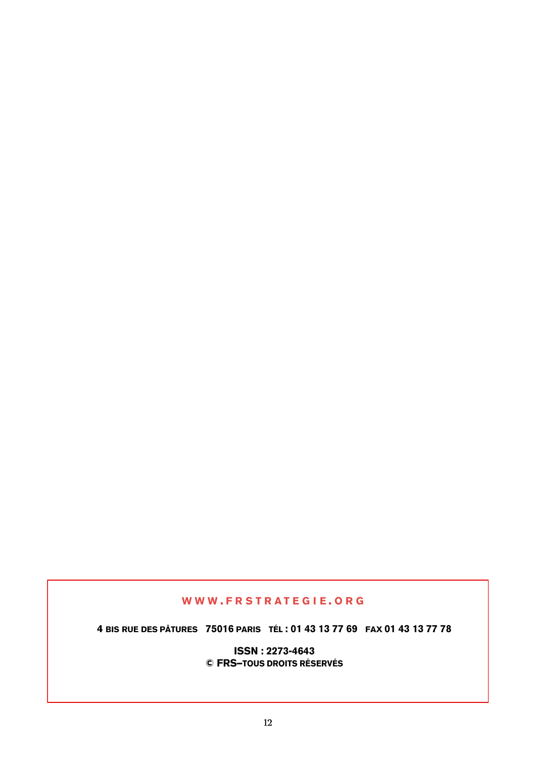**W W W . F R S T R A T E G I E . O R G**

**4 BIS RUE DES PÂTURES 75016 PARIS TÉL : 01 43 13 77 69 FAX 01 43 13 77 78**

**ISSN : 2273-4643**
**© FRS–TOUS DROITS RÉSERVÉS**